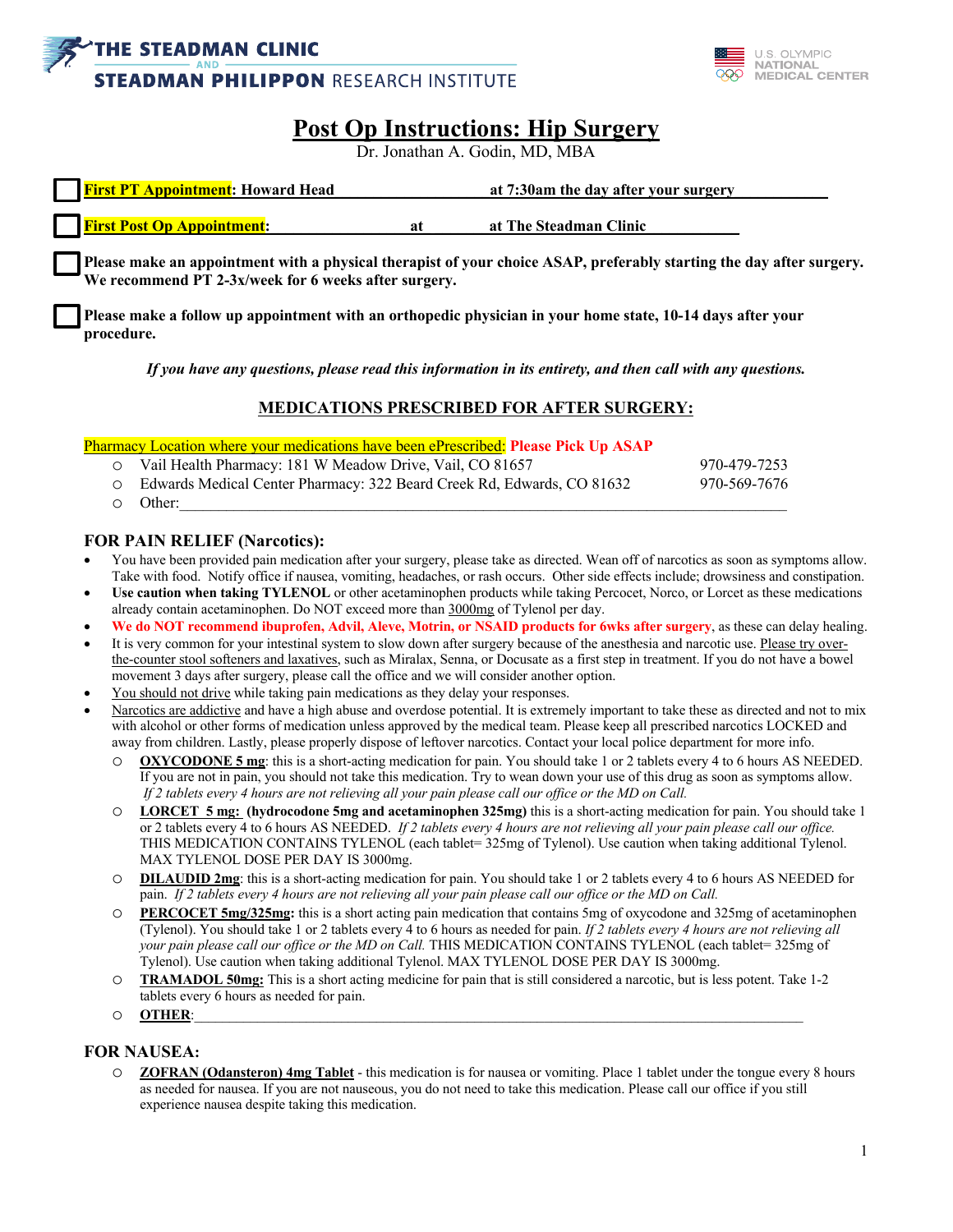THE STEADMAN CLINIC AND STEADMAN PHILIPPON RESEARCH INSTITUTE

U.S. OLYMPIC NATIONAL MEDICAL CENTER

# Post Op Instructions: Hip Surgery

Dr. Jonathan A. Godin, MD, MBA

☐ **First PT Appointment: Howard Head at 7:30am the day after your surgery**

☐ **First Post Op Appointment: at at The Steadman Clinic**

☐ **Please make an appointment with a physical therapist of your choice ASAP, preferably starting the day after surgery. We recommend PT 2-3x/week for 6 weeks after surgery.**

☐ **Please make a follow up appointment with an orthopedic physician in your home state, 10-14 days after your procedure.**

***If you have any questions, please read this information in its entirety, and then call with any questions.***

## MEDICATIONS PRESCRIBED FOR AFTER SURGERY:

Pharmacy Location where your medications have been ePrescribed: **Please Pick Up ASAP**

- Vail Health Pharmacy: 181 W Meadow Drive, Vail, CO 81657 — 970-479-7253
- Edwards Medical Center Pharmacy: 322 Beard Creek Rd, Edwards, CO 81632 — 970-569-7676
- Other:\_\_\_\_\_\_\_\_\_\_\_\_\_\_\_\_\_\_\_\_\_\_\_\_\_\_\_\_\_\_\_\_\_\_\_\_\_\_\_\_\_\_\_\_\_\_\_\_\_\_\_\_\_\_\_\_\_\_\_\_

### FOR PAIN RELIEF (Narcotics):

- You have been provided pain medication after your surgery, please take as directed. Wean off of narcotics as soon as symptoms allow. Take with food. Notify office if nausea, vomiting, headaches, or rash occurs. Other side effects include; drowsiness and constipation.
- **Use caution when taking TYLENOL** or other acetaminophen products while taking Percocet, Norco, or Lorcet as these medications already contain acetaminophen. Do NOT exceed more than 3000mg of Tylenol per day.
- **We do NOT recommend ibuprofen, Advil, Aleve, Motrin, or NSAID products for 6wks after surgery**, as these can delay healing.
- It is very common for your intestinal system to slow down after surgery because of the anesthesia and narcotic use. Please try over-the-counter stool softeners and laxatives, such as Miralax, Senna, or Docusate as a first step in treatment. If you do not have a bowel movement 3 days after surgery, please call the office and we will consider another option.
- You should not drive while taking pain medications as they delay your responses.
- Narcotics are addictive and have a high abuse and overdose potential. It is extremely important to take these as directed and not to mix with alcohol or other forms of medication unless approved by the medical team. Please keep all prescribed narcotics LOCKED and away from children. Lastly, please properly dispose of leftover narcotics. Contact your local police department for more info.
  - **OXYCODONE 5 mg**: this is a short-acting medication for pain. You should take 1 or 2 tablets every 4 to 6 hours AS NEEDED. If you are not in pain, you should not take this medication. Try to wean down your use of this drug as soon as symptoms allow. *If 2 tablets every 4 hours are not relieving all your pain please call our office or the MD on Call.*
  - **LORCET 5 mg: (hydrocodone 5mg and acetaminophen 325mg)** this is a short-acting medication for pain. You should take 1 or 2 tablets every 4 to 6 hours AS NEEDED. *If 2 tablets every 4 hours are not relieving all your pain please call our office.* THIS MEDICATION CONTAINS TYLENOL (each tablet= 325mg of Tylenol). Use caution when taking additional Tylenol. MAX TYLENOL DOSE PER DAY IS 3000mg.
  - **DILAUDID 2mg**: this is a short-acting medication for pain. You should take 1 or 2 tablets every 4 to 6 hours AS NEEDED for pain. *If 2 tablets every 4 hours are not relieving all your pain please call our office or the MD on Call.*
  - **PERCOCET 5mg/325mg:** this is a short acting pain medication that contains 5mg of oxycodone and 325mg of acetaminophen (Tylenol). You should take 1 or 2 tablets every 4 to 6 hours as needed for pain. *If 2 tablets every 4 hours are not relieving all your pain please call our office or the MD on Call.* THIS MEDICATION CONTAINS TYLENOL (each tablet= 325mg of Tylenol). Use caution when taking additional Tylenol. MAX TYLENOL DOSE PER DAY IS 3000mg.
  - **TRAMADOL 50mg:** This is a short acting medicine for pain that is still considered a narcotic, but is less potent. Take 1-2 tablets every 6 hours as needed for pain.
  - **OTHER**:\_\_\_\_\_\_\_\_\_\_\_\_\_\_\_\_\_\_\_\_\_\_\_\_\_\_\_\_\_\_\_\_\_\_\_\_\_\_\_\_\_\_\_\_\_\_\_\_\_\_\_\_\_\_\_\_

### FOR NAUSEA:

- **ZOFRAN (Odansteron) 4mg Tablet** - this medication is for nausea or vomiting. Place 1 tablet under the tongue every 8 hours as needed for nausea. If you are not nauseous, you do not need to take this medication. Please call our office if you still experience nausea despite taking this medication.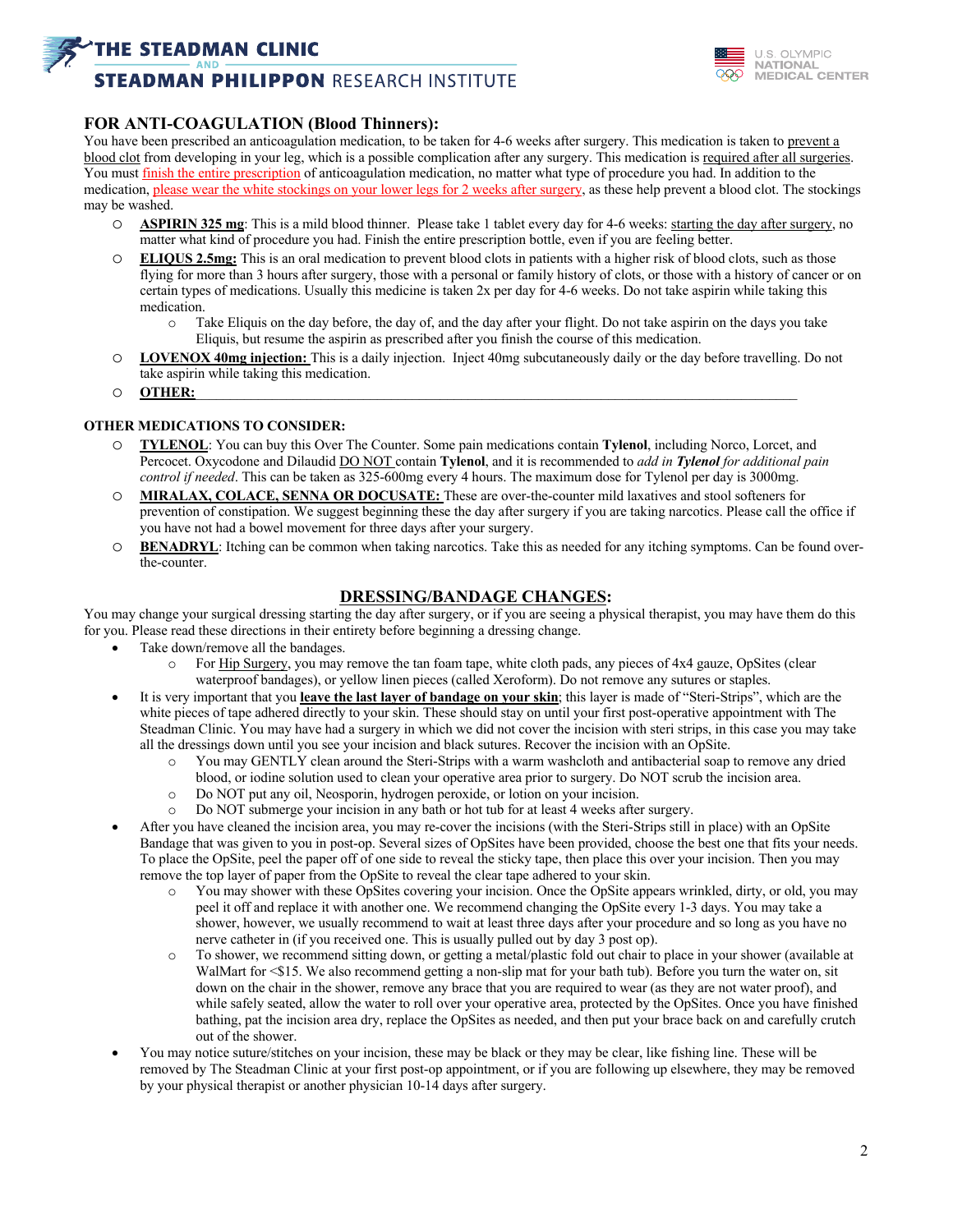## FOR ANTI-COAGULATION (Blood Thinners):

You have been prescribed an anticoagulation medication, to be taken for 4-6 weeks after surgery. This medication is taken to prevent a blood clot from developing in your leg, which is a possible complication after any surgery. This medication is required after all surgeries. You must finish the entire prescription of anticoagulation medication, no matter what type of procedure you had. In addition to the medication, please wear the white stockings on your lower legs for 2 weeks after surgery, as these help prevent a blood clot. The stockings may be washed.

- **ASPIRIN 325 mg**: This is a mild blood thinner. Please take 1 tablet every day for 4-6 weeks: starting the day after surgery, no matter what kind of procedure you had. Finish the entire prescription bottle, even if you are feeling better.
- **ELIQUS 2.5mg:** This is an oral medication to prevent blood clots in patients with a higher risk of blood clots, such as those flying for more than 3 hours after surgery, those with a personal or family history of clots, or those with a history of cancer or on certain types of medications. Usually this medicine is taken 2x per day for 4-6 weeks. Do not take aspirin while taking this medication.
  - Take Eliquis on the day before, the day of, and the day after your flight. Do not take aspirin on the days you take Eliquis, but resume the aspirin as prescribed after you finish the course of this medication.
- **LOVENOX 40mg injection:** This is a daily injection. Inject 40mg subcutaneously daily or the day before travelling. Do not take aspirin while taking this medication.
- **OTHER:** ______________________________________________

### OTHER MEDICATIONS TO CONSIDER:

- **TYLENOL**: You can buy this Over The Counter. Some pain medications contain **Tylenol**, including Norco, Lorcet, and Percocet. Oxycodone and Dilaudid DO NOT contain **Tylenol**, and it is recommended to *add in **Tylenol** for additional pain control if needed*. This can be taken as 325-600mg every 4 hours. The maximum dose for Tylenol per day is 3000mg.
- **MIRALAX, COLACE, SENNA OR DOCUSATE:** These are over-the-counter mild laxatives and stool softeners for prevention of constipation. We suggest beginning these the day after surgery if you are taking narcotics. Please call the office if you have not had a bowel movement for three days after your surgery.
- **BENADRYL**: Itching can be common when taking narcotics. Take this as needed for any itching symptoms. Can be found over-the-counter.

## DRESSING/BANDAGE CHANGES:

You may change your surgical dressing starting the day after surgery, or if you are seeing a physical therapist, you may have them do this for you. Please read these directions in their entirety before beginning a dressing change.

- Take down/remove all the bandages.
  - For Hip Surgery, you may remove the tan foam tape, white cloth pads, any pieces of 4x4 gauze, OpSites (clear waterproof bandages), or yellow linen pieces (called Xeroform). Do not remove any sutures or staples.
- It is very important that you **leave the last layer of bandage on your skin**; this layer is made of "Steri-Strips", which are the white pieces of tape adhered directly to your skin. These should stay on until your first post-operative appointment with The Steadman Clinic. You may have had a surgery in which we did not cover the incision with steri strips, in this case you may take all the dressings down until you see your incision and black sutures. Recover the incision with an OpSite.
  - You may GENTLY clean around the Steri-Strips with a warm washcloth and antibacterial soap to remove any dried blood, or iodine solution used to clean your operative area prior to surgery. Do NOT scrub the incision area.
  - Do NOT put any oil, Neosporin, hydrogen peroxide, or lotion on your incision.
  - Do NOT submerge your incision in any bath or hot tub for at least 4 weeks after surgery.
- After you have cleaned the incision area, you may re-cover the incisions (with the Steri-Strips still in place) with an OpSite Bandage that was given to you in post-op. Several sizes of OpSites have been provided, choose the best one that fits your needs. To place the OpSite, peel the paper off of one side to reveal the sticky tape, then place this over your incision. Then you may remove the top layer of paper from the OpSite to reveal the clear tape adhered to your skin.
  - You may shower with these OpSites covering your incision. Once the OpSite appears wrinkled, dirty, or old, you may peel it off and replace it with another one. We recommend changing the OpSite every 1-3 days. You may take a shower, however, we usually recommend to wait at least three days after your procedure and so long as you have no nerve catheter in (if you received one. This is usually pulled out by day 3 post op).
  - To shower, we recommend sitting down, or getting a metal/plastic fold out chair to place in your shower (available at WalMart for <$15. We also recommend getting a non-slip mat for your bath tub). Before you turn the water on, sit down on the chair in the shower, remove any brace that you are required to wear (as they are not water proof), and while safely seated, allow the water to roll over your operative area, protected by the OpSites. Once you have finished bathing, pat the incision area dry, replace the OpSites as needed, and then put your brace back on and carefully crutch out of the shower.
- You may notice suture/stitches on your incision, these may be black or they may be clear, like fishing line. These will be removed by The Steadman Clinic at your first post-op appointment, or if you are following up elsewhere, they may be removed by your physical therapist or another physician 10-14 days after surgery.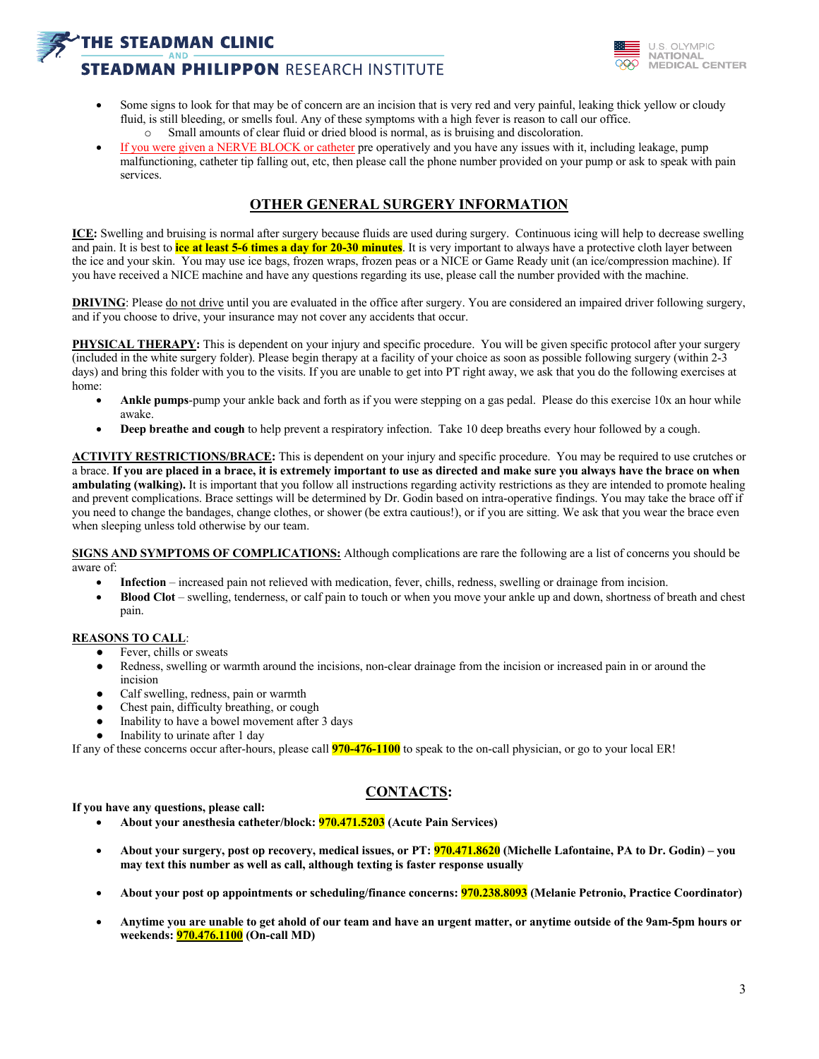- Some signs to look for that may be of concern are an incision that is very red and very painful, leaking thick yellow or cloudy fluid, is still bleeding, or smells foul. Any of these symptoms with a high fever is reason to call our office.
  - Small amounts of clear fluid or dried blood is normal, as is bruising and discoloration.
- If you were given a NERVE BLOCK or catheter pre operatively and you have any issues with it, including leakage, pump malfunctioning, catheter tip falling out, etc, then please call the phone number provided on your pump or ask to speak with pain services.

## OTHER GENERAL SURGERY INFORMATION

**ICE:** Swelling and bruising is normal after surgery because fluids are used during surgery. Continuous icing will help to decrease swelling and pain. It is best to **ice at least 5-6 times a day for 20-30 minutes**. It is very important to always have a protective cloth layer between the ice and your skin. You may use ice bags, frozen wraps, frozen peas or a NICE or Game Ready unit (an ice/compression machine). If you have received a NICE machine and have any questions regarding its use, please call the number provided with the machine.

**DRIVING**: Please do not drive until you are evaluated in the office after surgery. You are considered an impaired driver following surgery, and if you choose to drive, your insurance may not cover any accidents that occur.

**PHYSICAL THERAPY:** This is dependent on your injury and specific procedure. You will be given specific protocol after your surgery (included in the white surgery folder). Please begin therapy at a facility of your choice as soon as possible following surgery (within 2-3 days) and bring this folder with you to the visits. If you are unable to get into PT right away, we ask that you do the following exercises at home:

- **Ankle pumps**-pump your ankle back and forth as if you were stepping on a gas pedal. Please do this exercise 10x an hour while awake.
- **Deep breathe and cough** to help prevent a respiratory infection. Take 10 deep breaths every hour followed by a cough.

**ACTIVITY RESTRICTIONS/BRACE:** This is dependent on your injury and specific procedure. You may be required to use crutches or a brace. **If you are placed in a brace, it is extremely important to use as directed and make sure you always have the brace on when ambulating (walking).** It is important that you follow all instructions regarding activity restrictions as they are intended to promote healing and prevent complications. Brace settings will be determined by Dr. Godin based on intra-operative findings. You may take the brace off if you need to change the bandages, change clothes, or shower (be extra cautious!), or if you are sitting. We ask that you wear the brace even when sleeping unless told otherwise by our team.

**SIGNS AND SYMPTOMS OF COMPLICATIONS:** Although complications are rare the following are a list of concerns you should be aware of:

- **Infection** – increased pain not relieved with medication, fever, chills, redness, swelling or drainage from incision.
- **Blood Clot** – swelling, tenderness, or calf pain to touch or when you move your ankle up and down, shortness of breath and chest pain.

**REASONS TO CALL**:

- Fever, chills or sweats
- Redness, swelling or warmth around the incisions, non-clear drainage from the incision or increased pain in or around the incision
- Calf swelling, redness, pain or warmth
- Chest pain, difficulty breathing, or cough
- Inability to have a bowel movement after 3 days
- Inability to urinate after 1 day

If any of these concerns occur after-hours, please call **970-476-1100** to speak to the on-call physician, or go to your local ER!

## CONTACTS:

**If you have any questions, please call:**

- **About your anesthesia catheter/block: 970.471.5203 (Acute Pain Services)**
- **About your surgery, post op recovery, medical issues, or PT: 970.471.8620 (Michelle Lafontaine, PA to Dr. Godin) – you may text this number as well as call, although texting is faster response usually**
- **About your post op appointments or scheduling/finance concerns: 970.238.8093 (Melanie Petronio, Practice Coordinator)**
- **Anytime you are unable to get ahold of our team and have an urgent matter, or anytime outside of the 9am-5pm hours or weekends: 970.476.1100 (On-call MD)**